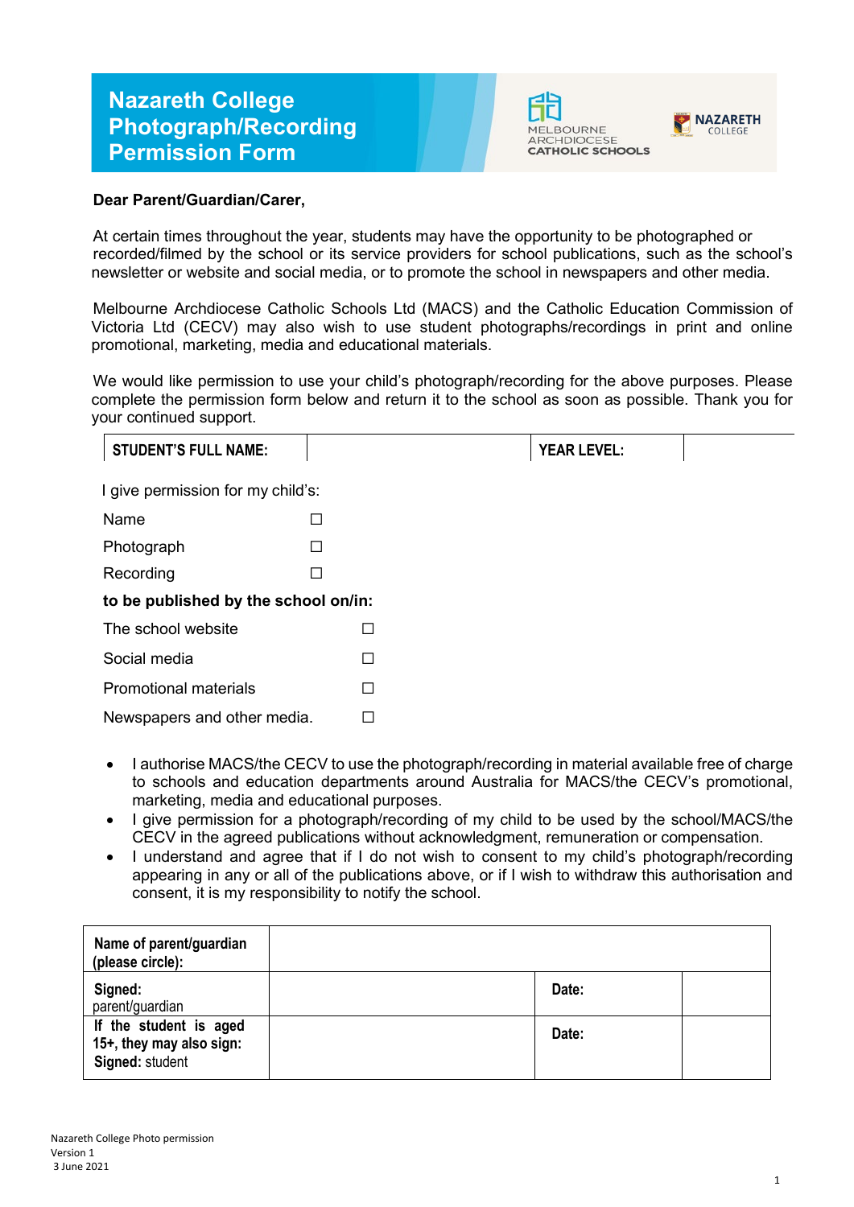# Nazareth College Photograph/Recording Permission Form

MELBOURNE ARCHDIOCESE CATHOLIC SCHOOLS

NAZARETH COLLEGE

**Dear Parent/Guardian/Carer,**

At certain times throughout the year, students may have the opportunity to be photographed or recorded/filmed by the school or its service providers for school publications, such as the school's newsletter or website and social media, or to promote the school in newspapers and other media.

Melbourne Archdiocese Catholic Schools Ltd (MACS) and the Catholic Education Commission of Victoria Ltd (CECV) may also wish to use student photographs/recordings in print and online promotional, marketing, media and educational materials.

We would like permission to use your child's photograph/recording for the above purposes. Please complete the permission form below and return it to the school as soon as possible. Thank you for your continued support.

| **STUDENT'S FULL NAME:** | | **YEAR LEVEL:** | |
|---|---|---|---|

I give permission for my child's:

| | |
|---|---|
| Name | ☐ |
| Photograph | ☐ |
| Recording | ☐ |

**to be published by the school on/in:**

| | |
|---|---|
| The school website | ☐ |
| Social media | ☐ |
| Promotional materials | ☐ |
| Newspapers and other media. | ☐ |

- I authorise MACS/the CECV to use the photograph/recording in material available free of charge to schools and education departments around Australia for MACS/the CECV's promotional, marketing, media and educational purposes.
- I give permission for a photograph/recording of my child to be used by the school/MACS/the CECV in the agreed publications without acknowledgment, remuneration or compensation.
- I understand and agree that if I do not wish to consent to my child's photograph/recording appearing in any or all of the publications above, or if I wish to withdraw this authorisation and consent, it is my responsibility to notify the school.

| **Name of parent/guardian (please circle):** | | | |
|---|---|---|---|
| **Signed:** parent/guardian | | **Date:** | |
| **If the student is aged 15+, they may also sign: Signed:** student | | **Date:** | |

Nazareth College Photo permission
Version 1
3 June 2021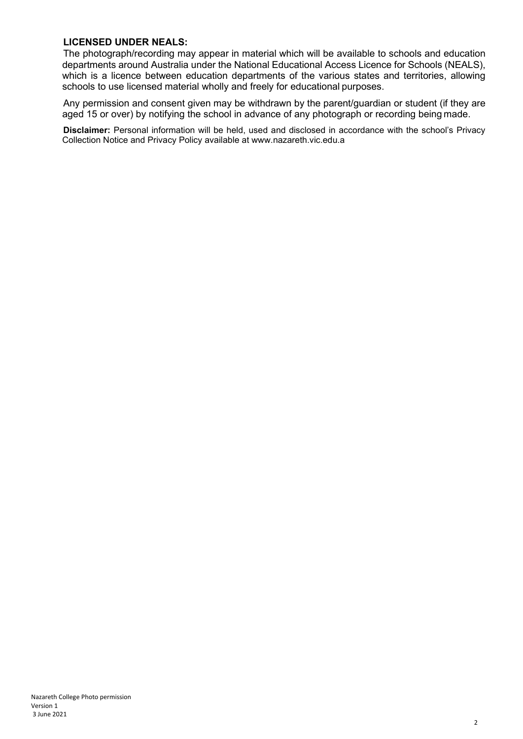**LICENSED UNDER NEALS:**

The photograph/recording may appear in material which will be available to schools and education departments around Australia under the National Educational Access Licence for Schools (NEALS), which is a licence between education departments of the various states and territories, allowing schools to use licensed material wholly and freely for educational purposes.

Any permission and consent given may be withdrawn by the parent/guardian or student (if they are aged 15 or over) by notifying the school in advance of any photograph or recording being made.

**Disclaimer:** Personal information will be held, used and disclosed in accordance with the school's Privacy Collection Notice and Privacy Policy available at www.nazareth.vic.edu.a